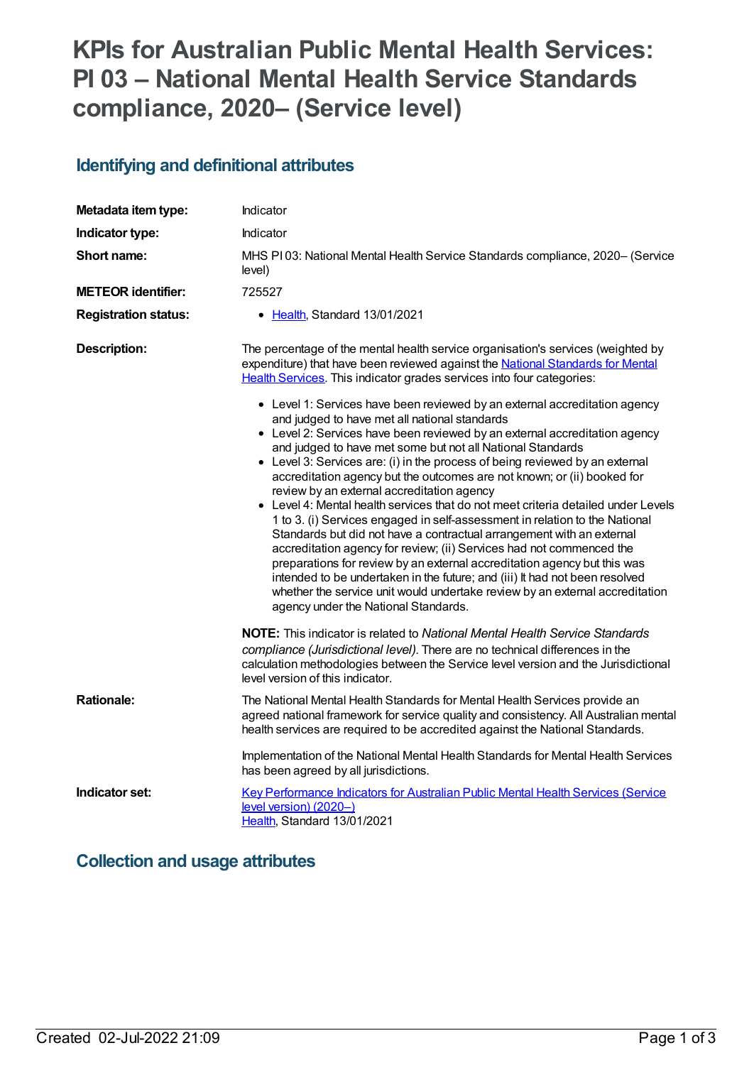# KPIs for Australian Public Mental Health Services: PI 03 – National Mental Health Service Standards compliance, 2020– (Service level)

## Identifying and definitional attributes

| | |
|---|---|
| **Metadata item type:** | Indicator |
| **Indicator type:** | Indicator |
| **Short name:** | MHS PI 03: National Mental Health Service Standards compliance, 2020– (Service level) |
| **METEOR identifier:** | 725527 |
| **Registration status:** | • Health, Standard 13/01/2021 |

**Description:**

The percentage of the mental health service organisation's services (weighted by expenditure) that have been reviewed against the National Standards for Mental Health Services. This indicator grades services into four categories:

- Level 1: Services have been reviewed by an external accreditation agency and judged to have met all national standards
- Level 2: Services have been reviewed by an external accreditation agency and judged to have met some but not all National Standards
- Level 3: Services are: (i) in the process of being reviewed by an external accreditation agency but the outcomes are not known; or (ii) booked for review by an external accreditation agency
- Level 4: Mental health services that do not meet criteria detailed under Levels 1 to 3. (i) Services engaged in self-assessment in relation to the National Standards but did not have a contractual arrangement with an external accreditation agency for review; (ii) Services had not commenced the preparations for review by an external accreditation agency but this was intended to be undertaken in the future; and (iii) It had not been resolved whether the service unit would undertake review by an external accreditation agency under the National Standards.

**NOTE:** This indicator is related to *National Mental Health Service Standards compliance (Jurisdictional level).* There are no technical differences in the calculation methodologies between the Service level version and the Jurisdictional level version of this indicator.

**Rationale:**

The National Mental Health Standards for Mental Health Services provide an agreed national framework for service quality and consistency. All Australian mental health services are required to be accredited against the National Standards.

Implementation of the National Mental Health Standards for Mental Health Services has been agreed by all jurisdictions.

**Indicator set:**

Key Performance Indicators for Australian Public Mental Health Services (Service level version) (2020–)
Health, Standard 13/01/2021

## Collection and usage attributes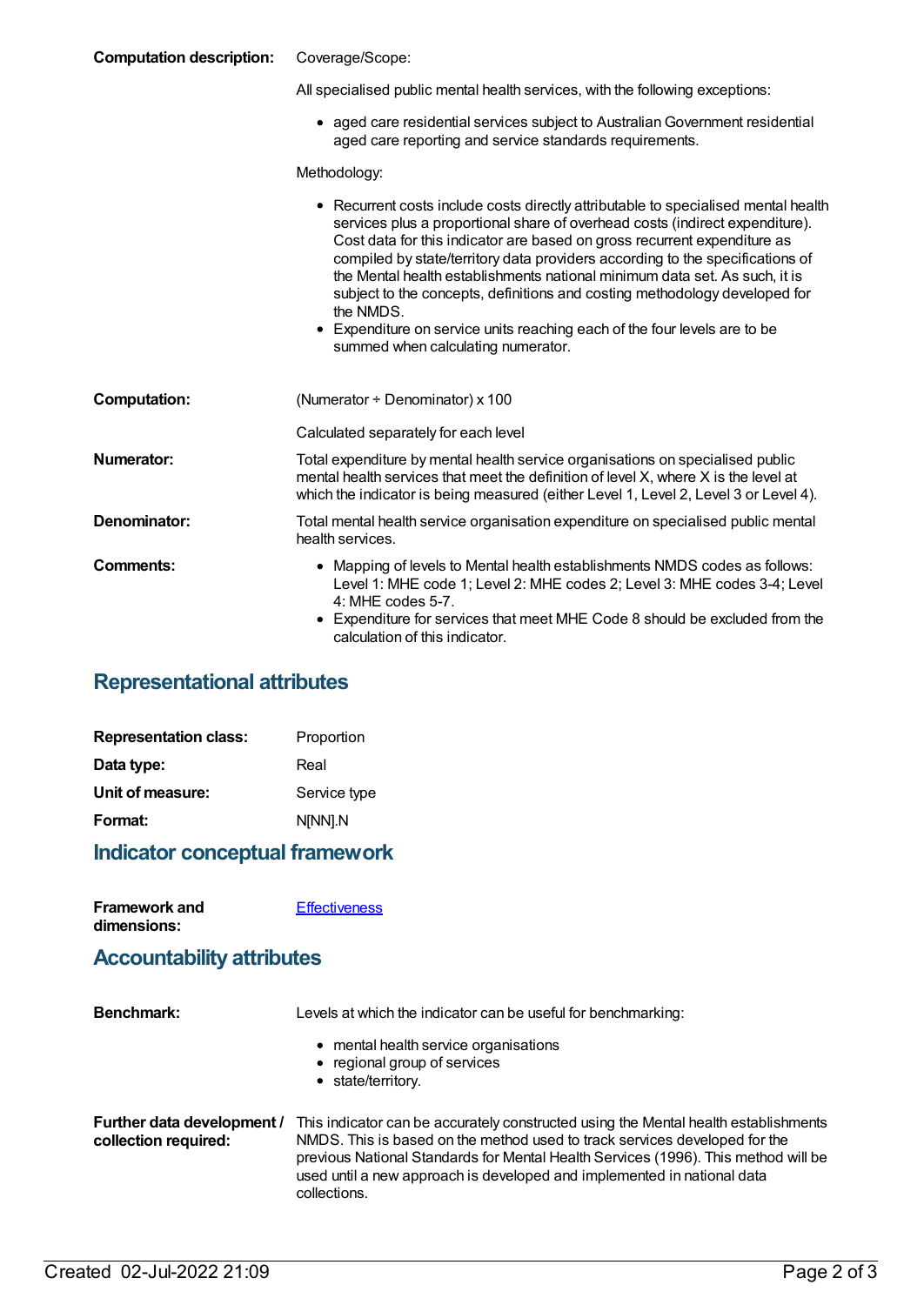**Computation description:** Coverage/Scope:

All specialised public mental health services, with the following exceptions:

- aged care residential services subject to Australian Government residential aged care reporting and service standards requirements.

Methodology:

- Recurrent costs include costs directly attributable to specialised mental health services plus a proportional share of overhead costs (indirect expenditure). Cost data for this indicator are based on gross recurrent expenditure as compiled by state/territory data providers according to the specifications of the Mental health establishments national minimum data set. As such, it is subject to the concepts, definitions and costing methodology developed for the NMDS.
- Expenditure on service units reaching each of the four levels are to be summed when calculating numerator.

**Computation:** (Numerator ÷ Denominator) x 100

Calculated separately for each level

**Numerator:** Total expenditure by mental health service organisations on specialised public mental health services that meet the definition of level X, where X is the level at which the indicator is being measured (either Level 1, Level 2, Level 3 or Level 4).

**Denominator:** Total mental health service organisation expenditure on specialised public mental health services.

**Comments:**

- Mapping of levels to Mental health establishments NMDS codes as follows: Level 1: MHE code 1; Level 2: MHE codes 2; Level 3: MHE codes 3-4; Level 4: MHE codes 5-7.
- Expenditure for services that meet MHE Code 8 should be excluded from the calculation of this indicator.

## Representational attributes

**Representation class:** Proportion

**Data type:** Real

**Unit of measure:** Service type

**Format:** N[NN].N

## Indicator conceptual framework

**Framework and dimensions:** Effectiveness

## Accountability attributes

**Benchmark:** Levels at which the indicator can be useful for benchmarking:

- mental health service organisations
- regional group of services
- state/territory.

**Further data development / collection required:** This indicator can be accurately constructed using the Mental health establishments NMDS. This is based on the method used to track services developed for the previous National Standards for Mental Health Services (1996). This method will be used until a new approach is developed and implemented in national data collections.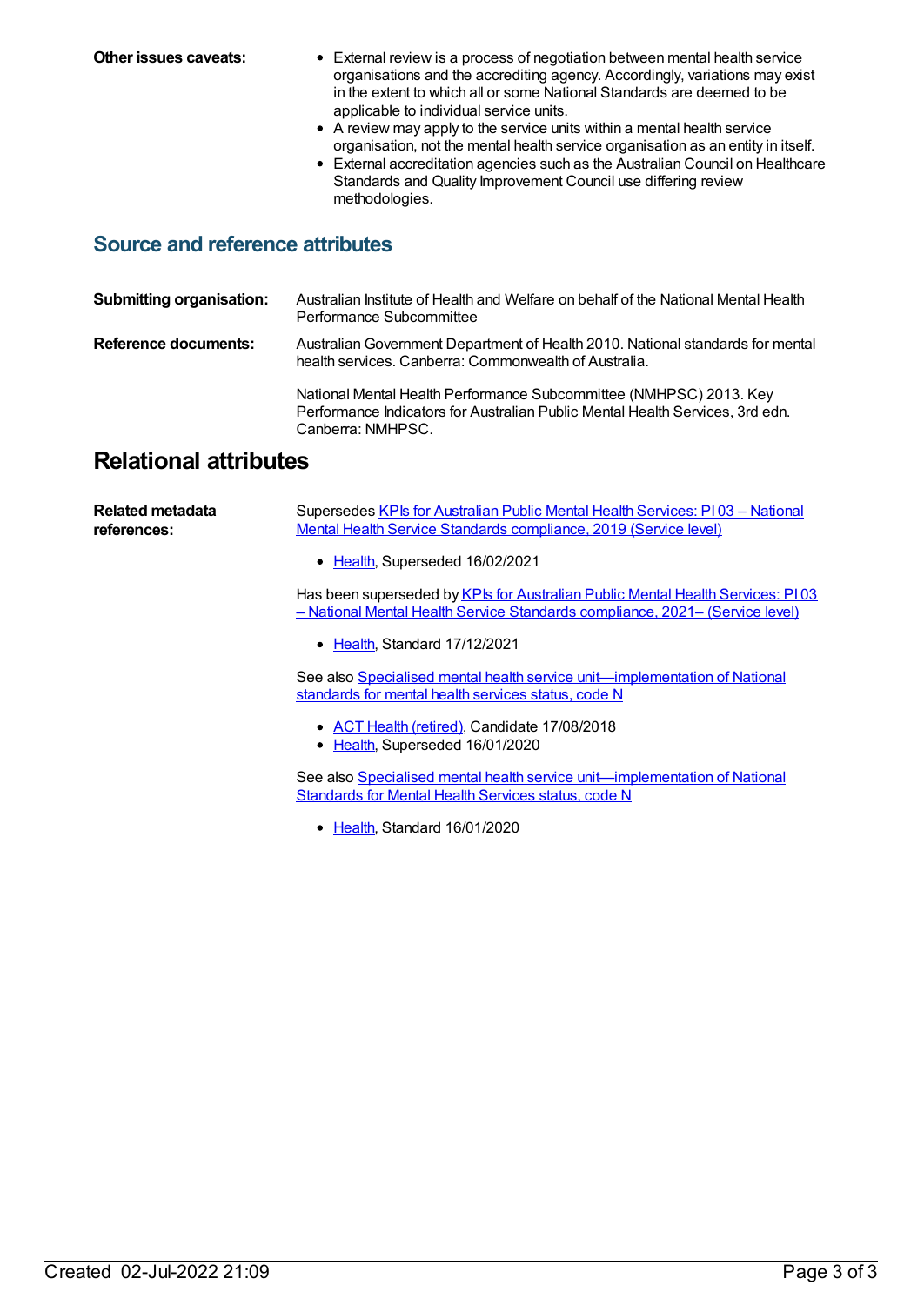**Other issues caveats:**

- External review is a process of negotiation between mental health service organisations and the accrediting agency. Accordingly, variations may exist in the extent to which all or some National Standards are deemed to be applicable to individual service units.
- A review may apply to the service units within a mental health service organisation, not the mental health service organisation as an entity in itself.
- External accreditation agencies such as the Australian Council on Healthcare Standards and Quality Improvement Council use differing review methodologies.

## Source and reference attributes

**Submitting organisation:** Australian Institute of Health and Welfare on behalf of the National Mental Health Performance Subcommittee

**Reference documents:** Australian Government Department of Health 2010. National standards for mental health services. Canberra: Commonwealth of Australia.

National Mental Health Performance Subcommittee (NMHPSC) 2013. Key Performance Indicators for Australian Public Mental Health Services, 3rd edn. Canberra: NMHPSC.

# Relational attributes

**Related metadata references:**

Supersedes KPIs for Australian Public Mental Health Services: PI 03 – National Mental Health Service Standards compliance, 2019 (Service level)

- Health, Superseded 16/02/2021

Has been superseded by KPIs for Australian Public Mental Health Services: PI 03 – National Mental Health Service Standards compliance, 2021– (Service level)

- Health, Standard 17/12/2021

See also Specialised mental health service unit—implementation of National standards for mental health services status, code N

- ACT Health (retired), Candidate 17/08/2018
- Health, Superseded 16/01/2020

See also Specialised mental health service unit—implementation of National Standards for Mental Health Services status, code N

- Health, Standard 16/01/2020